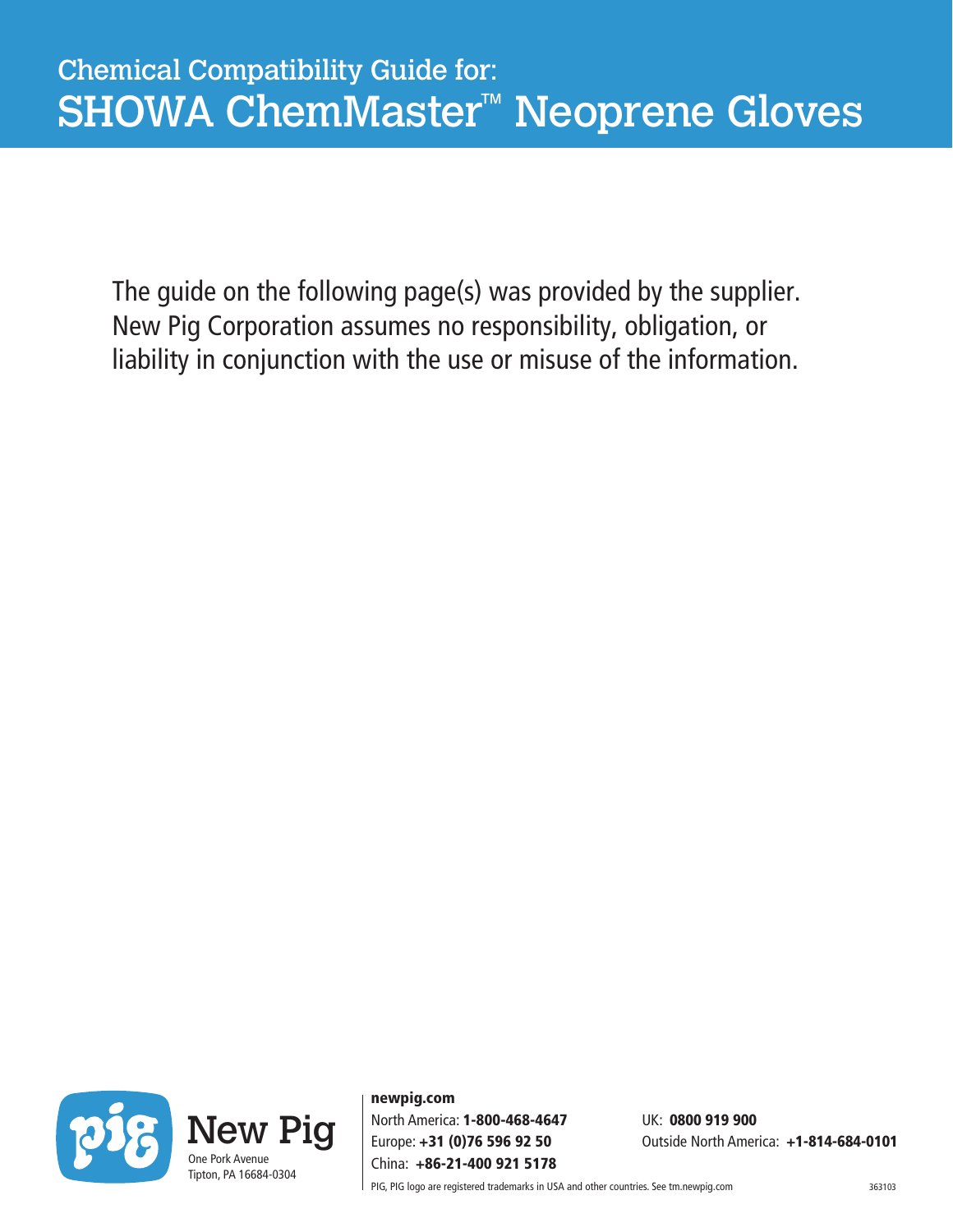# Chemical Compatibility Guide for: SHOWA ChemMaster™ Neoprene Gloves

The guide on the following page(s) was provided by the supplier. New Pig Corporation assumes no responsibility, obligation, or liability in conjunction with the use or misuse of the information.

New Pig
One Pork Avenue
Tipton, PA 16684-0304

**newpig.com**
North America: **1-800-468-4647**
Europe: **+31 (0)76 596 92 50**
China: **+86-21-400 921 5178**
UK: **0800 919 900**
Outside North America: **+1-814-684-0101**

PIG, PIG logo are registered trademarks in USA and other countries. See tm.newpig.com

363103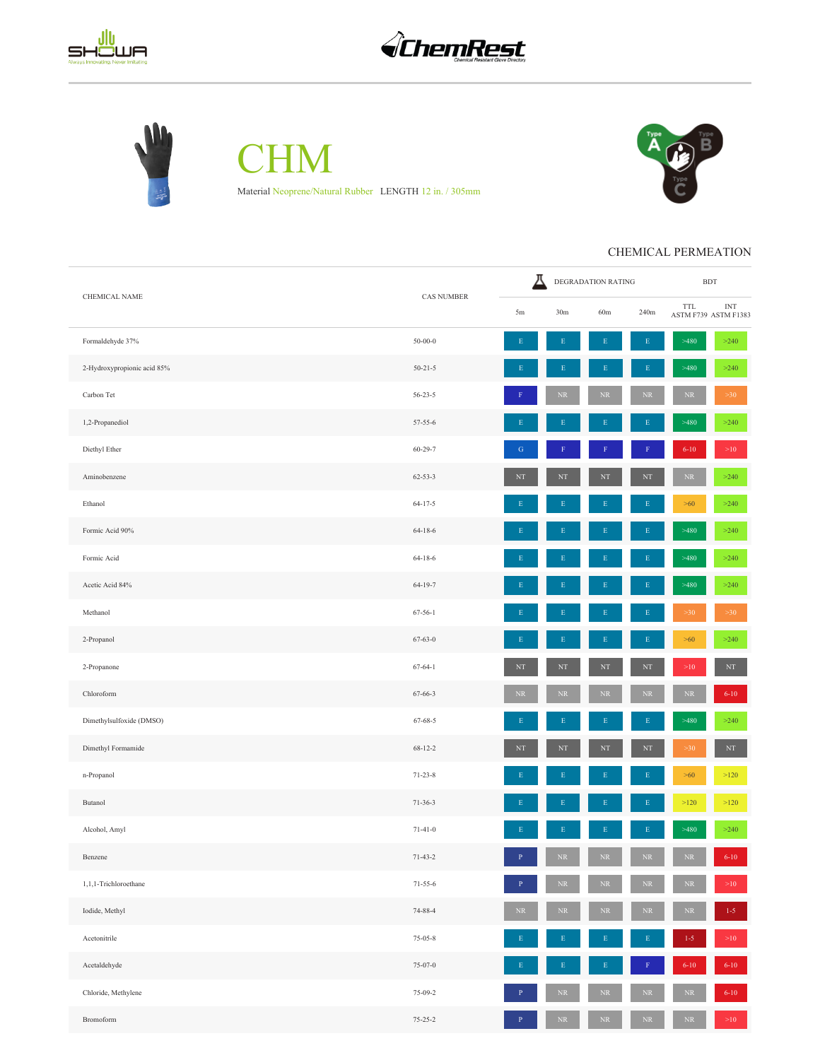# CHM

Material Neoprene/Natural Rubber LENGTH 12 in. / 305mm

## CHEMICAL PERMEATION

| CHEMICAL NAME | CAS NUMBER | DEGRADATION RATING | | | | BDT | |
|---|---|---|---|---|---|---|---|
| | | 5m | 30m | 60m | 240m | TTL ASTM F739 | INT ASTM F1383 |
| Formaldehyde 37% | 50-00-0 | E | E | E | E | >480 | >240 |
| 2-Hydroxypropionic acid 85% | 50-21-5 | E | E | E | E | >480 | >240 |
| Carbon Tet | 56-23-5 | F | NR | NR | NR | NR | >30 |
| 1,2-Propanediol | 57-55-6 | E | E | E | E | >480 | >240 |
| Diethyl Ether | 60-29-7 | G | F | F | F | 6-10 | >10 |
| Aminobenzene | 62-53-3 | NT | NT | NT | NT | NR | >240 |
| Ethanol | 64-17-5 | E | E | E | E | >60 | >240 |
| Formic Acid 90% | 64-18-6 | E | E | E | E | >480 | >240 |
| Formic Acid | 64-18-6 | E | E | E | E | >480 | >240 |
| Acetic Acid 84% | 64-19-7 | E | E | E | E | >480 | >240 |
| Methanol | 67-56-1 | E | E | E | E | >30 | >30 |
| 2-Propanol | 67-63-0 | E | E | E | E | >60 | >240 |
| 2-Propanone | 67-64-1 | NT | NT | NT | NT | >10 | NT |
| Chloroform | 67-66-3 | NR | NR | NR | NR | NR | 6-10 |
| Dimethylsulfoxide (DMSO) | 67-68-5 | E | E | E | E | >480 | >240 |
| Dimethyl Formamide | 68-12-2 | NT | NT | NT | NT | >30 | NT |
| n-Propanol | 71-23-8 | E | E | E | E | >60 | >120 |
| Butanol | 71-36-3 | E | E | E | E | >120 | >120 |
| Alcohol, Amyl | 71-41-0 | E | E | E | E | >480 | >240 |
| Benzene | 71-43-2 | P | NR | NR | NR | NR | 6-10 |
| 1,1,1-Trichloroethane | 71-55-6 | P | NR | NR | NR | NR | >10 |
| Iodide, Methyl | 74-88-4 | NR | NR | NR | NR | NR | 1-5 |
| Acetonitrile | 75-05-8 | E | E | E | E | 1-5 | >10 |
| Acetaldehyde | 75-07-0 | E | E | E | F | 6-10 | 6-10 |
| Chloride, Methylene | 75-09-2 | P | NR | NR | NR | NR | 6-10 |
| Bromoform | 75-25-2 | P | NR | NR | NR | NR | >10 |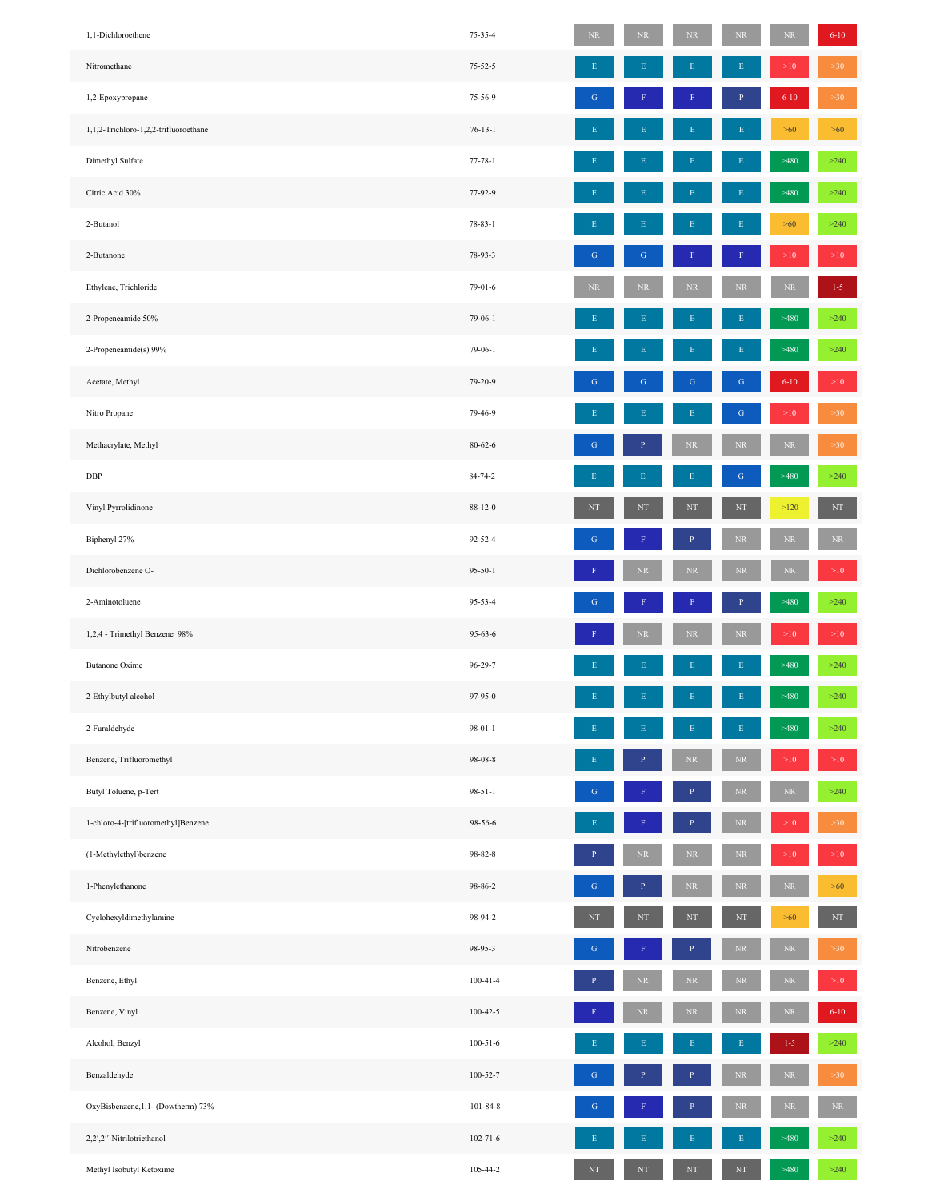| | | | | | | | |
|---|---|---|---|---|---|---|---|
| 1,1-Dichloroethene | 75-35-4 | NR | NR | NR | NR | NR | 6-10 |
| Nitromethane | 75-52-5 | E | E | E | E | >10 | >30 |
| 1,2-Epoxypropane | 75-56-9 | G | F | F | P | 6-10 | >30 |
| 1,1,2-Trichloro-1,2,2-trifluoroethane | 76-13-1 | E | E | E | E | >60 | >60 |
| Dimethyl Sulfate | 77-78-1 | E | E | E | E | >480 | >240 |
| Citric Acid 30% | 77-92-9 | E | E | E | E | >480 | >240 |
| 2-Butanol | 78-83-1 | E | E | E | E | >60 | >240 |
| 2-Butanone | 78-93-3 | G | G | F | F | >10 | >10 |
| Ethylene, Trichloride | 79-01-6 | NR | NR | NR | NR | NR | 1-5 |
| 2-Propeneamide 50% | 79-06-1 | E | E | E | E | >480 | >240 |
| 2-Propeneamide(s) 99% | 79-06-1 | E | E | E | E | >480 | >240 |
| Acetate, Methyl | 79-20-9 | G | G | G | G | 6-10 | >10 |
| Nitro Propane | 79-46-9 | E | E | E | G | >10 | >30 |
| Methacrylate, Methyl | 80-62-6 | G | P | NR | NR | NR | >30 |
| DBP | 84-74-2 | E | E | E | G | >480 | >240 |
| Vinyl Pyrrolidinone | 88-12-0 | NT | NT | NT | NT | >120 | NT |
| Biphenyl 27% | 92-52-4 | G | F | P | NR | NR | NR |
| Dichlorobenzene O- | 95-50-1 | F | NR | NR | NR | NR | >10 |
| 2-Aminotoluene | 95-53-4 | G | F | F | P | >480 | >240 |
| 1,2,4 - Trimethyl Benzene 98% | 95-63-6 | F | NR | NR | NR | >10 | >10 |
| Butanone Oxime | 96-29-7 | E | E | E | E | >480 | >240 |
| 2-Ethylbutyl alcohol | 97-95-0 | E | E | E | E | >480 | >240 |
| 2-Furaldehyde | 98-01-1 | E | E | E | E | >480 | >240 |
| Benzene, Trifluoromethyl | 98-08-8 | E | P | NR | NR | >10 | >10 |
| Butyl Toluene, p-Tert | 98-51-1 | G | F | P | NR | NR | >240 |
| 1-chloro-4-[trifluoromethyl]Benzene | 98-56-6 | E | F | P | NR | >10 | >30 |
| (1-Methylethyl)benzene | 98-82-8 | P | NR | NR | NR | >10 | >10 |
| 1-Phenylethanone | 98-86-2 | G | P | NR | NR | NR | >60 |
| Cyclohexyldimethylamine | 98-94-2 | NT | NT | NT | NT | >60 | NT |
| Nitrobenzene | 98-95-3 | G | F | P | NR | NR | >30 |
| Benzene, Ethyl | 100-41-4 | P | NR | NR | NR | NR | >10 |
| Benzene, Vinyl | 100-42-5 | F | NR | NR | NR | NR | 6-10 |
| Alcohol, Benzyl | 100-51-6 | E | E | E | E | 1-5 | >240 |
| Benzaldehyde | 100-52-7 | G | P | P | NR | NR | >30 |
| OxyBisbenzene,1,1- (Dowtherm) 73% | 101-84-8 | G | F | P | NR | NR | NR |
| 2,2′,2″-Nitrilotriethanol | 102-71-6 | E | E | E | E | >480 | >240 |
| Methyl Isobutyl Ketoxime | 105-44-2 | NT | NT | NT | NT | >480 | >240 |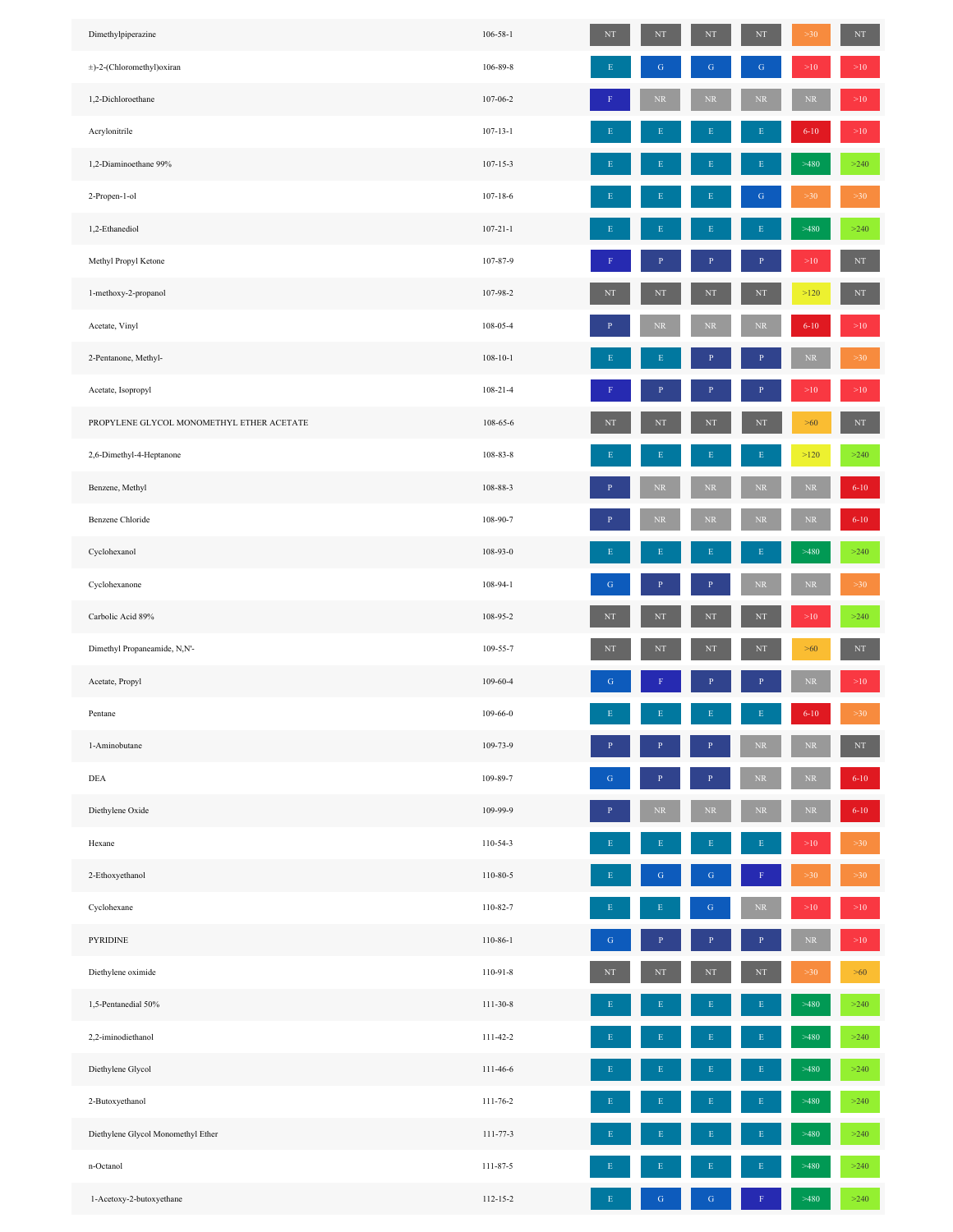| | | | | | | | |
|---|---|---|---|---|---|---|---|
| Dimethylpiperazine | 106-58-1 | NT | NT | NT | NT | >30 | NT |
| ±)-2-(Chloromethyl)oxiran | 106-89-8 | E | G | G | G | >10 | >10 |
| 1,2-Dichloroethane | 107-06-2 | F | NR | NR | NR | NR | >10 |
| Acrylonitrile | 107-13-1 | E | E | E | E | 6-10 | >10 |
| 1,2-Diaminoethane 99% | 107-15-3 | E | E | E | E | >480 | >240 |
| 2-Propen-1-ol | 107-18-6 | E | E | E | G | >30 | >30 |
| 1,2-Ethanediol | 107-21-1 | E | E | E | E | >480 | >240 |
| Methyl Propyl Ketone | 107-87-9 | F | P | P | P | >10 | NT |
| 1-methoxy-2-propanol | 107-98-2 | NT | NT | NT | NT | >120 | NT |
| Acetate, Vinyl | 108-05-4 | P | NR | NR | NR | 6-10 | >10 |
| 2-Pentanone, Methyl- | 108-10-1 | E | E | P | P | NR | >30 |
| Acetate, Isopropyl | 108-21-4 | F | P | P | P | >10 | >10 |
| PROPYLENE GLYCOL MONOMETHYL ETHER ACETATE | 108-65-6 | NT | NT | NT | NT | >60 | NT |
| 2,6-Dimethyl-4-Heptanone | 108-83-8 | E | E | E | E | >120 | >240 |
| Benzene, Methyl | 108-88-3 | P | NR | NR | NR | NR | 6-10 |
| Benzene Chloride | 108-90-7 | P | NR | NR | NR | NR | 6-10 |
| Cyclohexanol | 108-93-0 | E | E | E | E | >480 | >240 |
| Cyclohexanone | 108-94-1 | G | P | P | NR | NR | >30 |
| Carbolic Acid 89% | 108-95-2 | NT | NT | NT | NT | >10 | >240 |
| Dimethyl Propaneamide, N,N'- | 109-55-7 | NT | NT | NT | NT | >60 | NT |
| Acetate, Propyl | 109-60-4 | G | F | P | P | NR | >10 |
| Pentane | 109-66-0 | E | E | E | E | 6-10 | >30 |
| 1-Aminobutane | 109-73-9 | P | P | P | NR | NR | NT |
| DEA | 109-89-7 | G | P | P | NR | NR | 6-10 |
| Diethylene Oxide | 109-99-9 | P | NR | NR | NR | NR | 6-10 |
| Hexane | 110-54-3 | E | E | E | E | >10 | >30 |
| 2-Ethoxyethanol | 110-80-5 | E | G | G | F | >30 | >30 |
| Cyclohexane | 110-82-7 | E | E | G | NR | >10 | >10 |
| PYRIDINE | 110-86-1 | G | P | P | P | NR | >10 |
| Diethylene oximide | 110-91-8 | NT | NT | NT | NT | >30 | >60 |
| 1,5-Pentanedial 50% | 111-30-8 | E | E | E | E | >480 | >240 |
| 2,2-iminodiethanol | 111-42-2 | E | E | E | E | >480 | >240 |
| Diethylene Glycol | 111-46-6 | E | E | E | E | >480 | >240 |
| 2-Butoxyethanol | 111-76-2 | E | E | E | E | >480 | >240 |
| Diethylene Glycol Monomethyl Ether | 111-77-3 | E | E | E | E | >480 | >240 |
| n-Octanol | 111-87-5 | E | E | E | E | >480 | >240 |
| 1-Acetoxy-2-butoxyethane | 112-15-2 | E | G | G | F | >480 | >240 |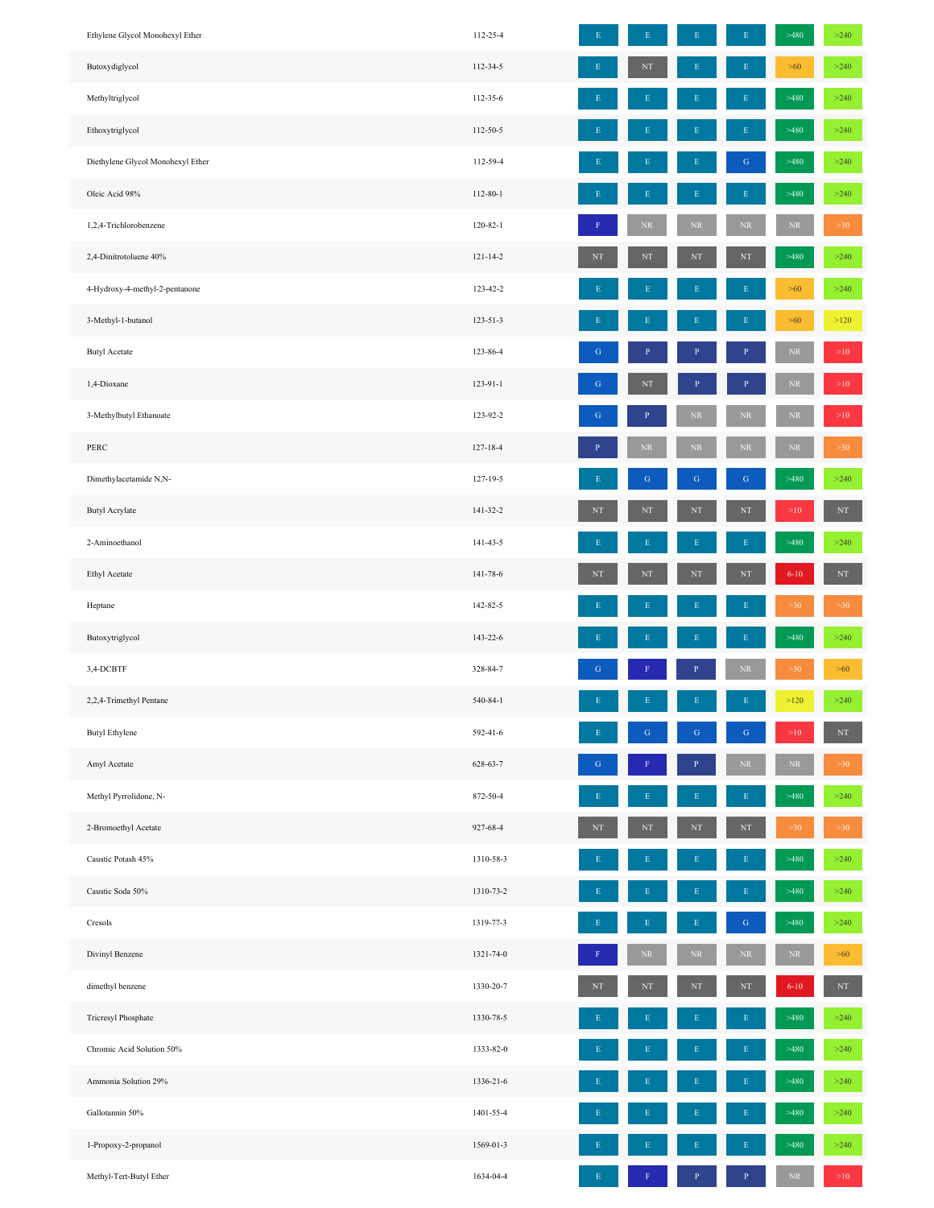| | | | | | | | |
|---|---|---|---|---|---|---|---|
| Ethylene Glycol Monohexyl Ether | 112-25-4 | E | E | E | E | >480 | >240 |
| Butoxydiglycol | 112-34-5 | E | NT | E | E | >60 | >240 |
| Methyltriglycol | 112-35-6 | E | E | E | E | >480 | >240 |
| Ethoxytriglycol | 112-50-5 | E | E | E | E | >480 | >240 |
| Diethylene Glycol Monohexyl Ether | 112-59-4 | E | E | E | G | >480 | >240 |
| Oleic Acid 98% | 112-80-1 | E | E | E | E | >480 | >240 |
| 1,2,4-Trichlorobenzene | 120-82-1 | F | NR | NR | NR | NR | >30 |
| 2,4-Dinitrotoluene 40% | 121-14-2 | NT | NT | NT | NT | >480 | >240 |
| 4-Hydroxy-4-methyl-2-pentanone | 123-42-2 | E | E | E | E | >60 | >240 |
| 3-Methyl-1-butanol | 123-51-3 | E | E | E | E | >60 | >120 |
| Butyl Acetate | 123-86-4 | G | P | P | P | NR | >10 |
| 1,4-Dioxane | 123-91-1 | G | NT | P | P | NR | >10 |
| 3-Methylbutyl Ethanoate | 123-92-2 | G | P | NR | NR | NR | >10 |
| PERC | 127-18-4 | P | NR | NR | NR | NR | >30 |
| Dimethylacetamide N,N- | 127-19-5 | E | G | G | G | >480 | >240 |
| Butyl Acrylate | 141-32-2 | NT | NT | NT | NT | >10 | NT |
| 2-Aminoethanol | 141-43-5 | E | E | E | E | >480 | >240 |
| Ethyl Acetate | 141-78-6 | NT | NT | NT | NT | 6-10 | NT |
| Heptane | 142-82-5 | E | E | E | E | >30 | >30 |
| Butoxytriglycol | 143-22-6 | E | E | E | E | >480 | >240 |
| 3,4-DCBTF | 328-84-7 | G | F | P | NR | >30 | >60 |
| 2,2,4-Trimethyl Pentane | 540-84-1 | E | E | E | E | >120 | >240 |
| Butyl Ethylene | 592-41-6 | E | G | G | G | >10 | NT |
| Amyl Acetate | 628-63-7 | G | F | P | NR | NR | >30 |
| Methyl Pyrrolidone, N- | 872-50-4 | E | E | E | E | >480 | >240 |
| 2-Bromoethyl Acetate | 927-68-4 | NT | NT | NT | NT | >30 | >30 |
| Caustic Potash 45% | 1310-58-3 | E | E | E | E | >480 | >240 |
| Caustic Soda 50% | 1310-73-2 | E | E | E | E | >480 | >240 |
| Cresols | 1319-77-3 | E | E | E | G | >480 | >240 |
| Divinyl Benzene | 1321-74-0 | F | NR | NR | NR | NR | >60 |
| dimethyl benzene | 1330-20-7 | NT | NT | NT | NT | 6-10 | NT |
| Tricresyl Phosphate | 1330-78-5 | E | E | E | E | >480 | >240 |
| Chromic Acid Solution 50% | 1333-82-0 | E | E | E | E | >480 | >240 |
| Ammonia Solution 29% | 1336-21-6 | E | E | E | E | >480 | >240 |
| Gallotannin 50% | 1401-55-4 | E | E | E | E | >480 | >240 |
| 1-Propoxy-2-propanol | 1569-01-3 | E | E | E | E | >480 | >240 |
| Methyl-Tert-Butyl Ether | 1634-04-4 | E | F | P | P | NR | >10 |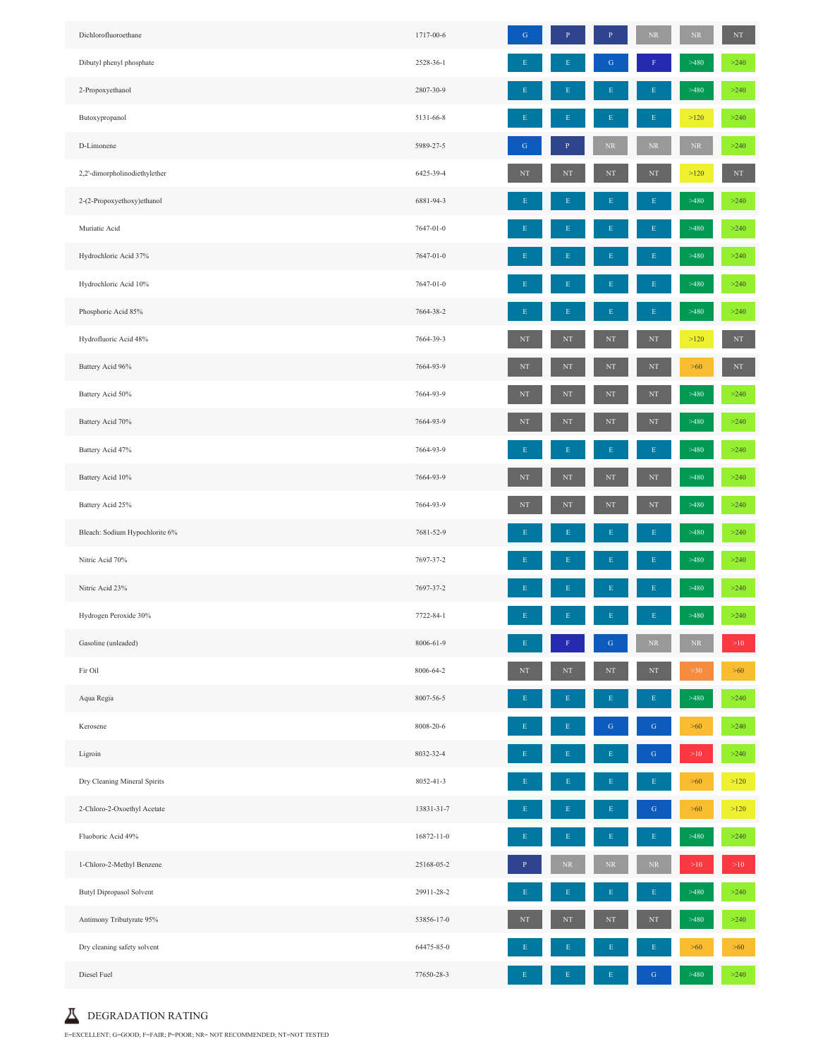| | | | | | | | |
|---|---|---|---|---|---|---|---|
| Dichlorofluoroethane | 1717-00-6 | G | P | P | NR | NR | NT |
| Dibutyl phenyl phosphate | 2528-36-1 | E | E | G | F | >480 | >240 |
| 2-Propoxyethanol | 2807-30-9 | E | E | E | E | >480 | >240 |
| Butoxypropanol | 5131-66-8 | E | E | E | E | >120 | >240 |
| D-Limonene | 5989-27-5 | G | P | NR | NR | NR | >240 |
| 2,2'-dimorpholinodiethylether | 6425-39-4 | NT | NT | NT | NT | >120 | NT |
| 2-(2-Propoxyethoxy)ethanol | 6881-94-3 | E | E | E | E | >480 | >240 |
| Muriatic Acid | 7647-01-0 | E | E | E | E | >480 | >240 |
| Hydrochloric Acid 37% | 7647-01-0 | E | E | E | E | >480 | >240 |
| Hydrochloric Acid 10% | 7647-01-0 | E | E | E | E | >480 | >240 |
| Phosphoric Acid 85% | 7664-38-2 | E | E | E | E | >480 | >240 |
| Hydrofluoric Acid 48% | 7664-39-3 | NT | NT | NT | NT | >120 | NT |
| Battery Acid 96% | 7664-93-9 | NT | NT | NT | NT | >60 | NT |
| Battery Acid 50% | 7664-93-9 | NT | NT | NT | NT | >480 | >240 |
| Battery Acid 70% | 7664-93-9 | NT | NT | NT | NT | >480 | >240 |
| Battery Acid 47% | 7664-93-9 | E | E | E | E | >480 | >240 |
| Battery Acid 10% | 7664-93-9 | NT | NT | NT | NT | >480 | >240 |
| Battery Acid 25% | 7664-93-9 | NT | NT | NT | NT | >480 | >240 |
| Bleach: Sodium Hypochlorite 6% | 7681-52-9 | E | E | E | E | >480 | >240 |
| Nitric Acid 70% | 7697-37-2 | E | E | E | E | >480 | >240 |
| Nitric Acid 23% | 7697-37-2 | E | E | E | E | >480 | >240 |
| Hydrogen Peroxide 30% | 7722-84-1 | E | E | E | E | >480 | >240 |
| Gasoline (unleaded) | 8006-61-9 | E | F | G | NR | NR | >10 |
| Fir Oil | 8006-64-2 | NT | NT | NT | NT | >30 | >60 |
| Aqua Regia | 8007-56-5 | E | E | E | E | >480 | >240 |
| Kerosene | 8008-20-6 | E | E | G | G | >60 | >240 |
| Ligroin | 8032-32-4 | E | E | E | G | >10 | >240 |
| Dry Cleaning Mineral Spirits | 8052-41-3 | E | E | E | E | >60 | >120 |
| 2-Chloro-2-Oxoethyl Acetate | 13831-31-7 | E | E | E | G | >60 | >120 |
| Fluoboric Acid 49% | 16872-11-0 | E | E | E | E | >480 | >240 |
| 1-Chloro-2-Methyl Benzene | 25168-05-2 | P | NR | NR | NR | >10 | >10 |
| Butyl Dipropasol Solvent | 29911-28-2 | E | E | E | E | >480 | >240 |
| Antimony Tributyrate 95% | 53856-17-0 | NT | NT | NT | NT | >480 | >240 |
| Dry cleaning safety solvent | 64475-85-0 | E | E | E | E | >60 | >60 |
| Diesel Fuel | 77650-28-3 | E | E | E | G | >480 | >240 |

## DEGRADATION RATING

E=EXCELLENT; G=GOOD; F=FAIR; P=POOR; NR= NOT RECOMMENDED; NT=NOT TESTED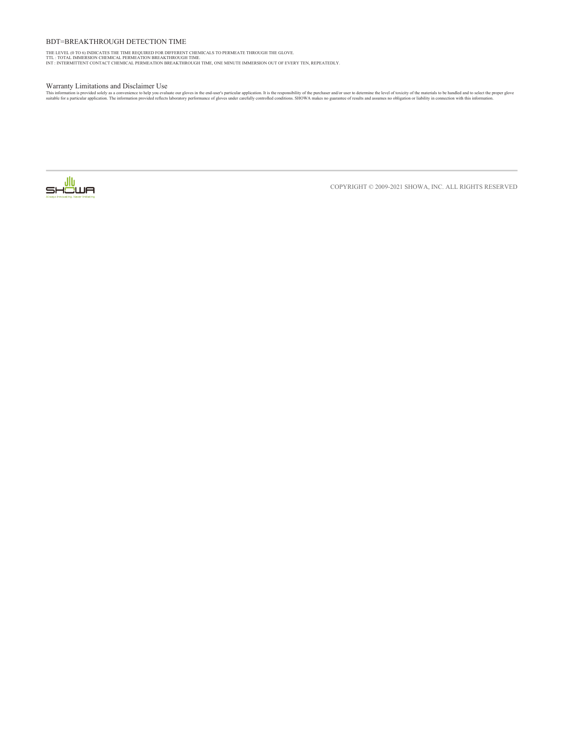BDT=BREAKTHROUGH DETECTION TIME

THE LEVEL (0 TO 6) INDICATES THE TIME REQUIRED FOR DIFFERENT CHEMICALS TO PERMEATE THROUGH THE GLOVE.
TTL : TOTAL IMMERSION CHEMICAL PERMEATION BREAKTHROUGH TIME.
INT : INTERMITTENT CONTACT CHEMICAL PERMEATION BREAKTHROUGH TIME, ONE MINUTE IMMERSION OUT OF EVERY TEN, REPEATEDLY.

## Warranty Limitations and Disclaimer Use

This information is provided solely as a convenience to help you evaluate our gloves in the end-user's particular application. It is the responsibility of the purchaser and/or user to determine the level of toxicity of the materials to be handled and to select the proper glove suitable for a particular application. The information provided reflects laboratory performance of gloves under carefully controlled conditions. SHOWA makes no guarantee of results and assumes no obligation or liability in connection with this information.

SHOWA
Always Innovating, Never Imitating

COPYRIGHT © 2009-2021 SHOWA, INC. ALL RIGHTS RESERVED